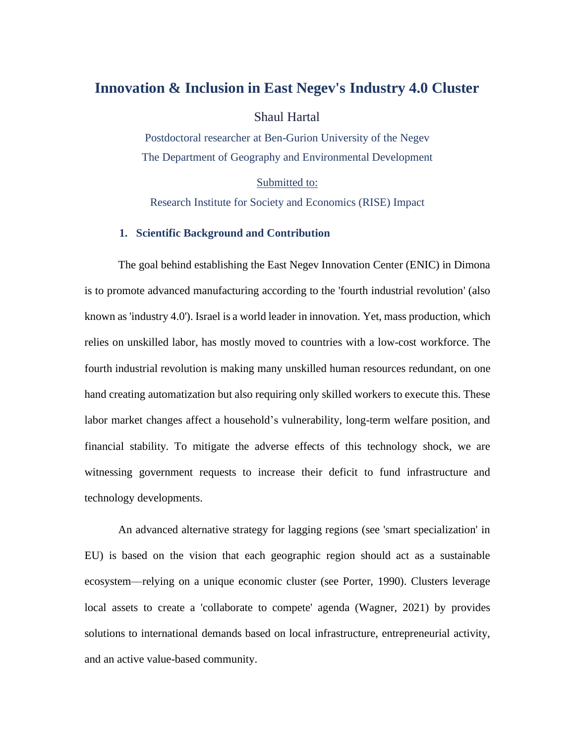# Innovation & Inclusion in East Negev's Industry 4.0 Cluster

Shaul Hartal

Postdoctoral researcher at Ben-Gurion University of the Negev

The Department of Geography and Environmental Development

Submitted to:

Research Institute for Society and Economics (RISE) Impact

## 1. Scientific Background and Contribution

The goal behind establishing the East Negev Innovation Center (ENIC) in Dimona is to promote advanced manufacturing according to the 'fourth industrial revolution' (also known as 'industry 4.0'). Israel is a world leader in innovation. Yet, mass production, which relies on unskilled labor, has mostly moved to countries with a low-cost workforce. The fourth industrial revolution is making many unskilled human resources redundant, on one hand creating automatization but also requiring only skilled workers to execute this. These labor market changes affect a household's vulnerability, long-term welfare position, and financial stability. To mitigate the adverse effects of this technology shock, we are witnessing government requests to increase their deficit to fund infrastructure and technology developments.

An advanced alternative strategy for lagging regions (see 'smart specialization' in EU) is based on the vision that each geographic region should act as a sustainable ecosystem—relying on a unique economic cluster (see Porter, 1990). Clusters leverage local assets to create a 'collaborate to compete' agenda (Wagner, 2021) by provides solutions to international demands based on local infrastructure, entrepreneurial activity, and an active value-based community.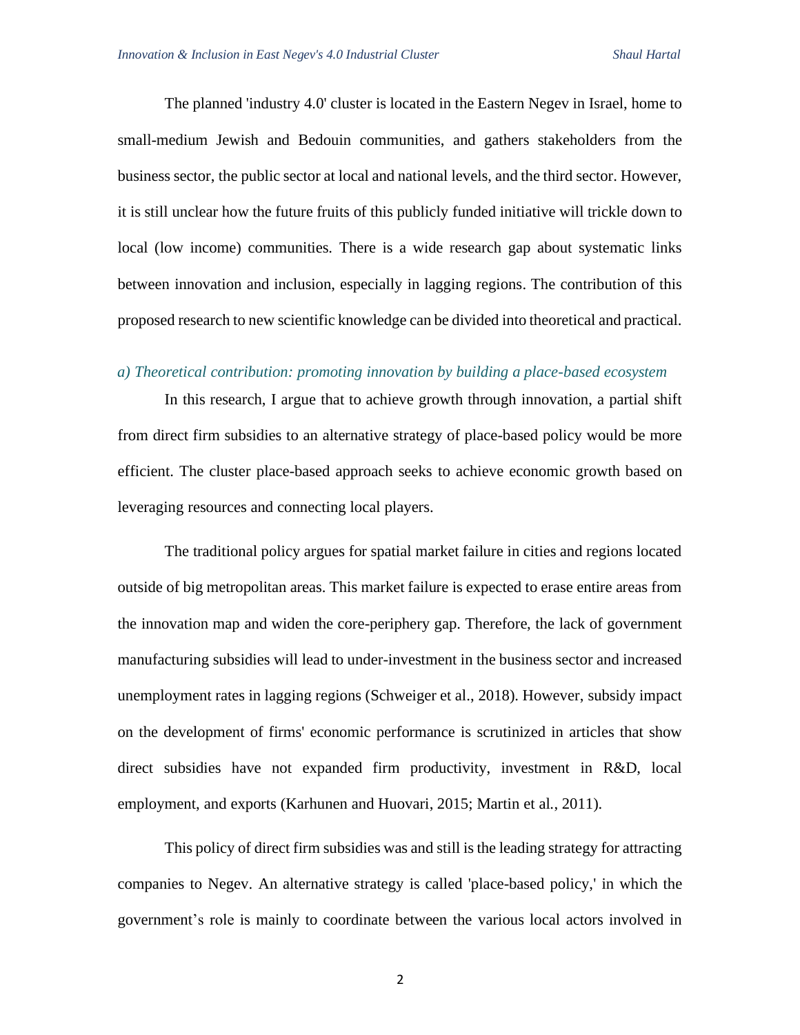The planned 'industry 4.0' cluster is located in the Eastern Negev in Israel, home to small-medium Jewish and Bedouin communities, and gathers stakeholders from the business sector, the public sector at local and national levels, and the third sector. However, it is still unclear how the future fruits of this publicly funded initiative will trickle down to local (low income) communities. There is a wide research gap about systematic links between innovation and inclusion, especially in lagging regions. The contribution of this proposed research to new scientific knowledge can be divided into theoretical and practical.

### *a) Theoretical contribution: promoting innovation by building a place-based ecosystem*

In this research, I argue that to achieve growth through innovation, a partial shift from direct firm subsidies to an alternative strategy of place-based policy would be more efficient. The cluster place-based approach seeks to achieve economic growth based on leveraging resources and connecting local players.

The traditional policy argues for spatial market failure in cities and regions located outside of big metropolitan areas. This market failure is expected to erase entire areas from the innovation map and widen the core-periphery gap. Therefore, the lack of government manufacturing subsidies will lead to under-investment in the business sector and increased unemployment rates in lagging regions (Schweiger et al., 2018). However, subsidy impact on the development of firms' economic performance is scrutinized in articles that show direct subsidies have not expanded firm productivity, investment in R&D, local employment, and exports (Karhunen and Huovari, 2015; Martin et al., 2011).

This policy of direct firm subsidies was and still is the leading strategy for attracting companies to Negev. An alternative strategy is called 'place-based policy,' in which the government's role is mainly to coordinate between the various local actors involved in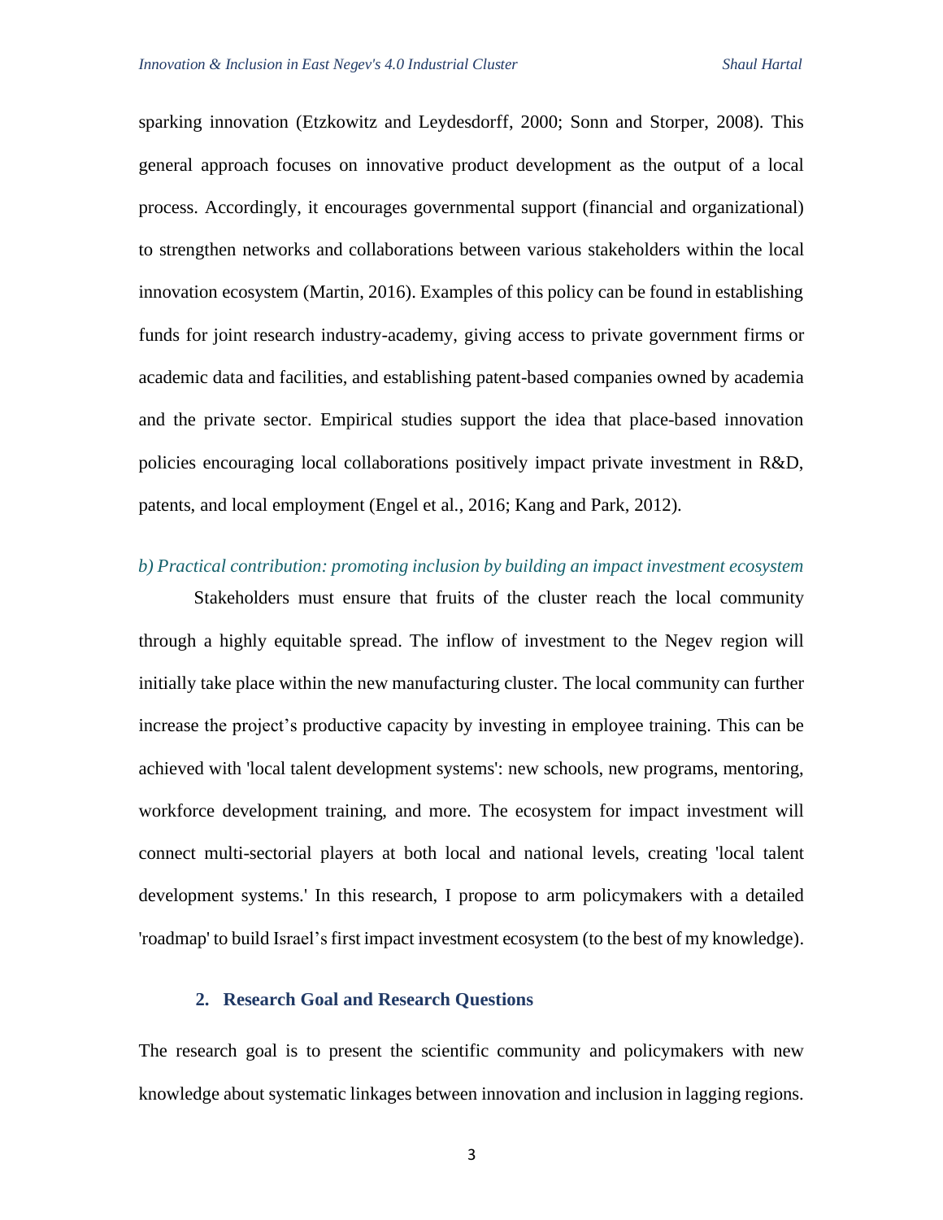sparking innovation (Etzkowitz and Leydesdorff, 2000; Sonn and Storper, 2008). This general approach focuses on innovative product development as the output of a local process. Accordingly, it encourages governmental support (financial and organizational) to strengthen networks and collaborations between various stakeholders within the local innovation ecosystem (Martin, 2016). Examples of this policy can be found in establishing funds for joint research industry-academy, giving access to private government firms or academic data and facilities, and establishing patent-based companies owned by academia and the private sector. Empirical studies support the idea that place-based innovation policies encouraging local collaborations positively impact private investment in R&D, patents, and local employment (Engel et al., 2016; Kang and Park, 2012).

*b) Practical contribution: promoting inclusion by building an impact investment ecosystem*

Stakeholders must ensure that fruits of the cluster reach the local community through a highly equitable spread. The inflow of investment to the Negev region will initially take place within the new manufacturing cluster. The local community can further increase the project's productive capacity by investing in employee training. This can be achieved with 'local talent development systems': new schools, new programs, mentoring, workforce development training, and more. The ecosystem for impact investment will connect multi-sectorial players at both local and national levels, creating 'local talent development systems.' In this research, I propose to arm policymakers with a detailed 'roadmap' to build Israel's first impact investment ecosystem (to the best of my knowledge).

## 2. Research Goal and Research Questions

The research goal is to present the scientific community and policymakers with new knowledge about systematic linkages between innovation and inclusion in lagging regions.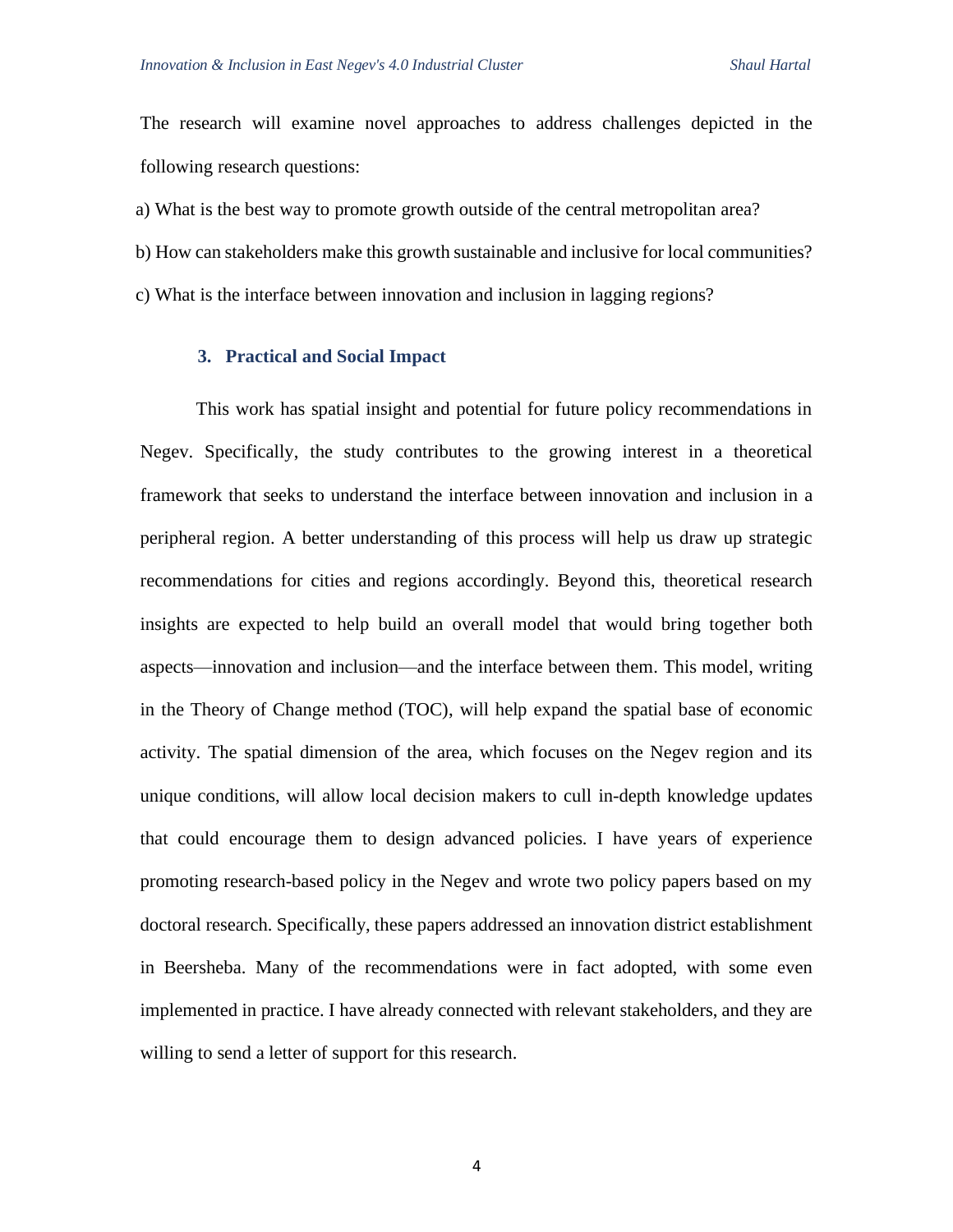The research will examine novel approaches to address challenges depicted in the following research questions:

a) What is the best way to promote growth outside of the central metropolitan area?

b) How can stakeholders make this growth sustainable and inclusive for local communities?

c) What is the interface between innovation and inclusion in lagging regions?

### 3. Practical and Social Impact

This work has spatial insight and potential for future policy recommendations in Negev. Specifically, the study contributes to the growing interest in a theoretical framework that seeks to understand the interface between innovation and inclusion in a peripheral region. A better understanding of this process will help us draw up strategic recommendations for cities and regions accordingly. Beyond this, theoretical research insights are expected to help build an overall model that would bring together both aspects—innovation and inclusion—and the interface between them. This model, writing in the Theory of Change method (TOC), will help expand the spatial base of economic activity. The spatial dimension of the area, which focuses on the Negev region and its unique conditions, will allow local decision makers to cull in-depth knowledge updates that could encourage them to design advanced policies. I have years of experience promoting research-based policy in the Negev and wrote two policy papers based on my doctoral research. Specifically, these papers addressed an innovation district establishment in Beersheba. Many of the recommendations were in fact adopted, with some even implemented in practice. I have already connected with relevant stakeholders, and they are willing to send a letter of support for this research.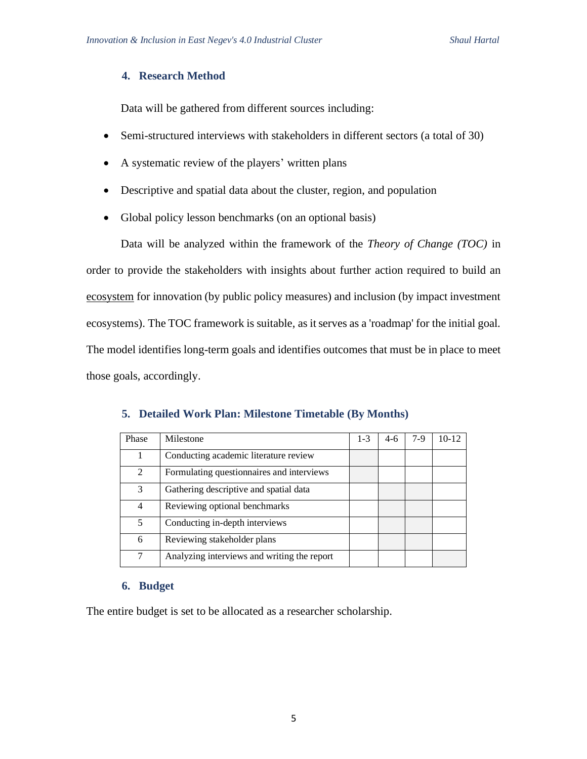## 4. Research Method

Data will be gathered from different sources including:

- Semi-structured interviews with stakeholders in different sectors (a total of 30)
- A systematic review of the players' written plans
- Descriptive and spatial data about the cluster, region, and population
- Global policy lesson benchmarks (on an optional basis)

Data will be analyzed within the framework of the *Theory of Change (TOC)* in order to provide the stakeholders with insights about further action required to build an ecosystem for innovation (by public policy measures) and inclusion (by impact investment ecosystems). The TOC framework is suitable, as it serves as a 'roadmap' for the initial goal. The model identifies long-term goals and identifies outcomes that must be in place to meet those goals, accordingly.

## 5. Detailed Work Plan: Milestone Timetable (By Months)

| Phase | Milestone | 1-3 | 4-6 | 7-9 | 10-12 |
|---|---|---|---|---|---|
| 1 | Conducting academic literature review | | | | |
| 2 | Formulating questionnaires and interviews | | | | |
| 3 | Gathering descriptive and spatial data | | | | |
| 4 | Reviewing optional benchmarks | | | | |
| 5 | Conducting in-depth interviews | | | | |
| 6 | Reviewing stakeholder plans | | | | |
| 7 | Analyzing interviews and writing the report | | | | |

## 6. Budget

The entire budget is set to be allocated as a researcher scholarship.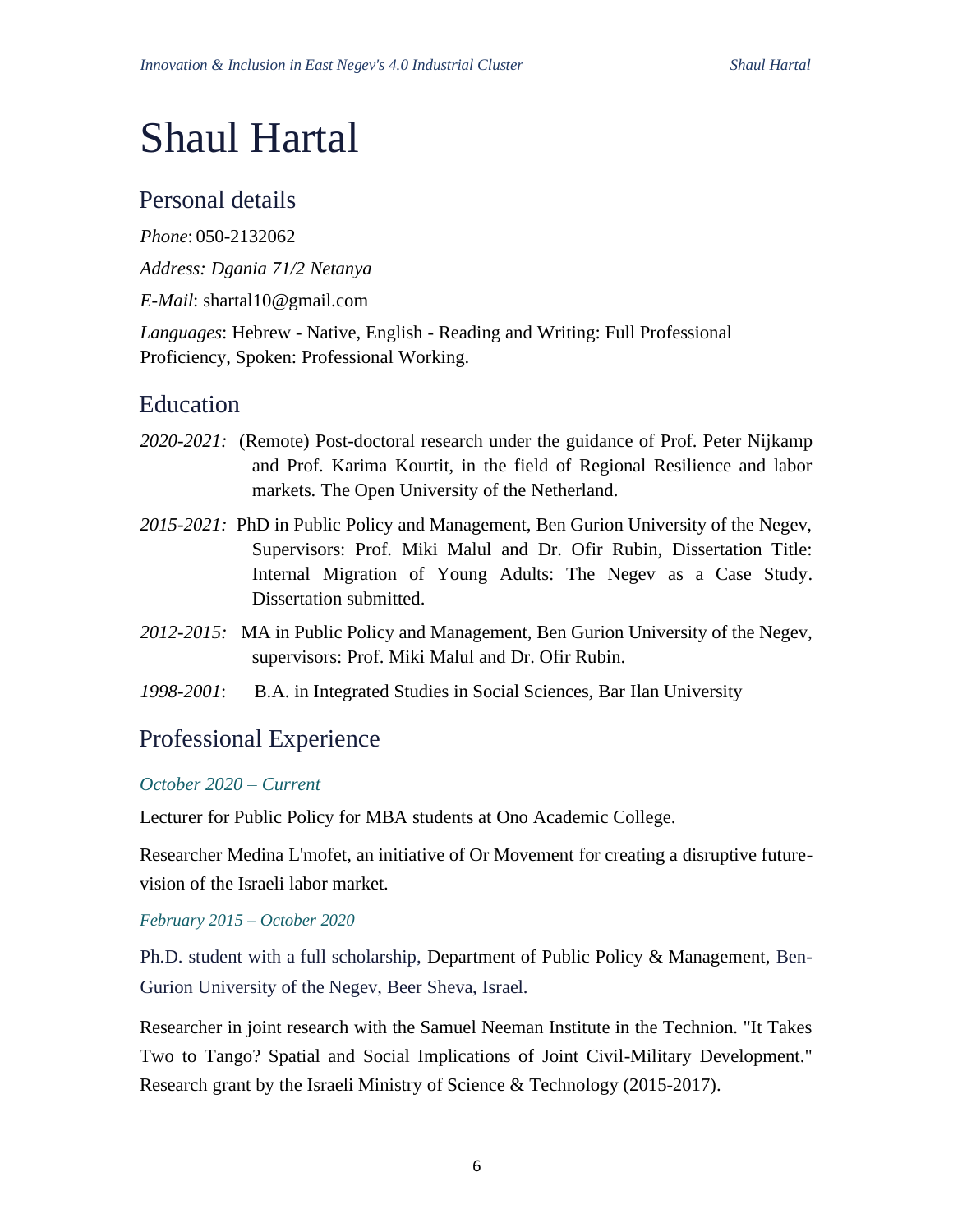# Shaul Hartal

## Personal details

*Phone*: 050-2132062

*Address: Dgania 71/2 Netanya*

*E-Mail*: shartal10@gmail.com

*Languages*: Hebrew - Native, English - Reading and Writing: Full Professional Proficiency, Spoken: Professional Working.

## Education

*2020-2021:* (Remote) Post-doctoral research under the guidance of Prof. Peter Nijkamp and Prof. Karima Kourtit, in the field of Regional Resilience and labor markets. The Open University of the Netherland.

*2015-2021:* PhD in Public Policy and Management, Ben Gurion University of the Negev, Supervisors: Prof. Miki Malul and Dr. Ofir Rubin, Dissertation Title: Internal Migration of Young Adults: The Negev as a Case Study. Dissertation submitted.

*2012-2015:* MA in Public Policy and Management, Ben Gurion University of the Negev, supervisors: Prof. Miki Malul and Dr. Ofir Rubin.

*1998-2001*: B.A. in Integrated Studies in Social Sciences, Bar Ilan University

## Professional Experience

*October 2020 – Current*

Lecturer for Public Policy for MBA students at Ono Academic College.

Researcher Medina L'mofet, an initiative of Or Movement for creating a disruptive future-vision of the Israeli labor market.

*February 2015 – October 2020*

Ph.D. student with a full scholarship, Department of Public Policy & Management, Ben-Gurion University of the Negev, Beer Sheva, Israel.

Researcher in joint research with the Samuel Neeman Institute in the Technion. "It Takes Two to Tango? Spatial and Social Implications of Joint Civil-Military Development." Research grant by the Israeli Ministry of Science & Technology (2015-2017).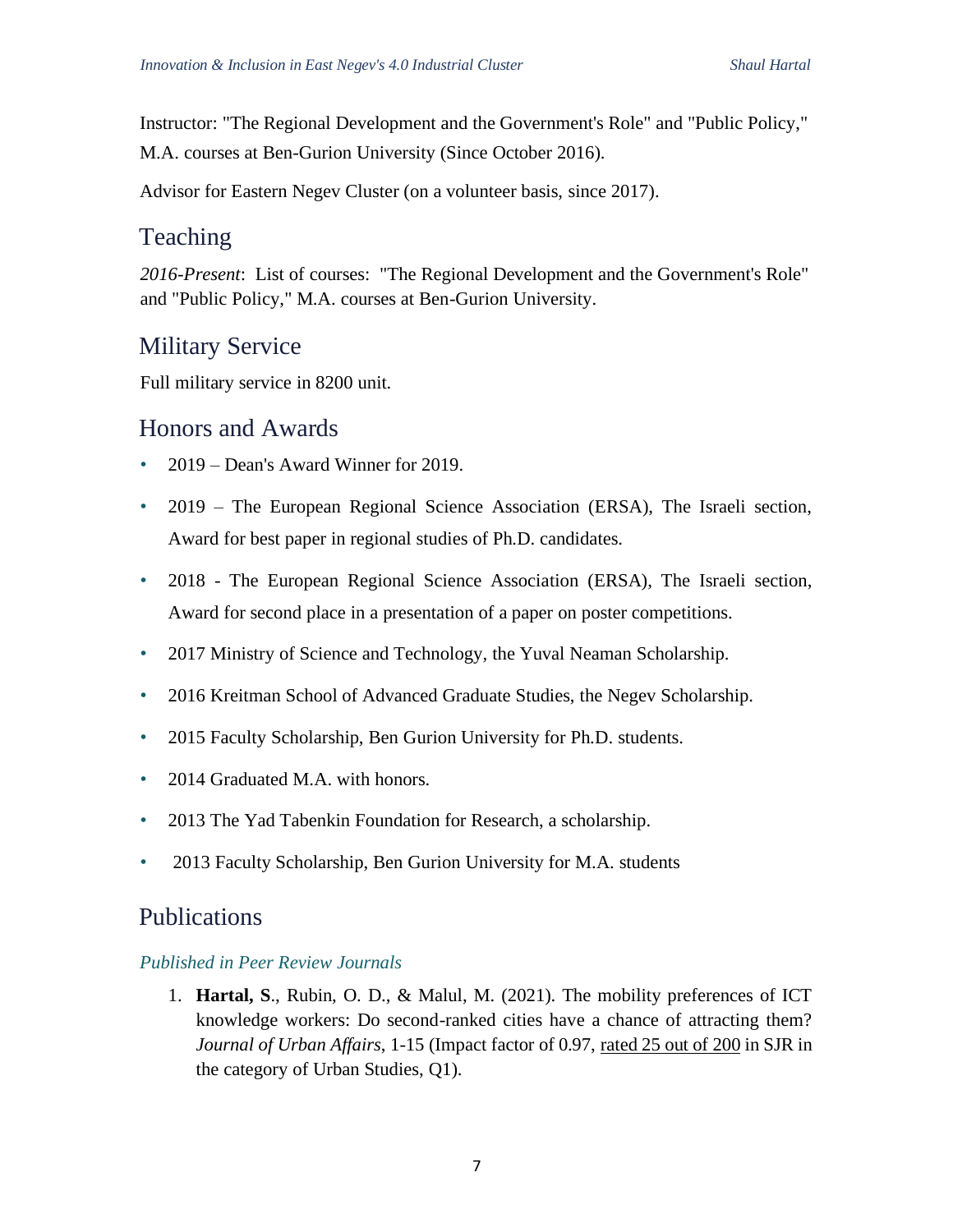Instructor: "The Regional Development and the Government's Role" and "Public Policy," M.A. courses at Ben-Gurion University (Since October 2016).

Advisor for Eastern Negev Cluster (on a volunteer basis, since 2017).

## Teaching

*2016-Present*: List of courses: "The Regional Development and the Government's Role" and "Public Policy," M.A. courses at Ben-Gurion University.

## Military Service

Full military service in 8200 unit.

## Honors and Awards

- 2019 – Dean's Award Winner for 2019.
- 2019 – The European Regional Science Association (ERSA), The Israeli section, Award for best paper in regional studies of Ph.D. candidates.
- 2018 - The European Regional Science Association (ERSA), The Israeli section, Award for second place in a presentation of a paper on poster competitions.
- 2017 Ministry of Science and Technology, the Yuval Neaman Scholarship.
- 2016 Kreitman School of Advanced Graduate Studies, the Negev Scholarship.
- 2015 Faculty Scholarship, Ben Gurion University for Ph.D. students.
- 2014 Graduated M.A. with honors.
- 2013 The Yad Tabenkin Foundation for Research, a scholarship.
- 2013 Faculty Scholarship, Ben Gurion University for M.A. students

## Publications

### *Published in Peer Review Journals*

1. **Hartal, S**., Rubin, O. D., & Malul, M. (2021). The mobility preferences of ICT knowledge workers: Do second-ranked cities have a chance of attracting them? *Journal of Urban Affairs*, 1-15 (Impact factor of 0.97, rated 25 out of 200 in SJR in the category of Urban Studies, Q1).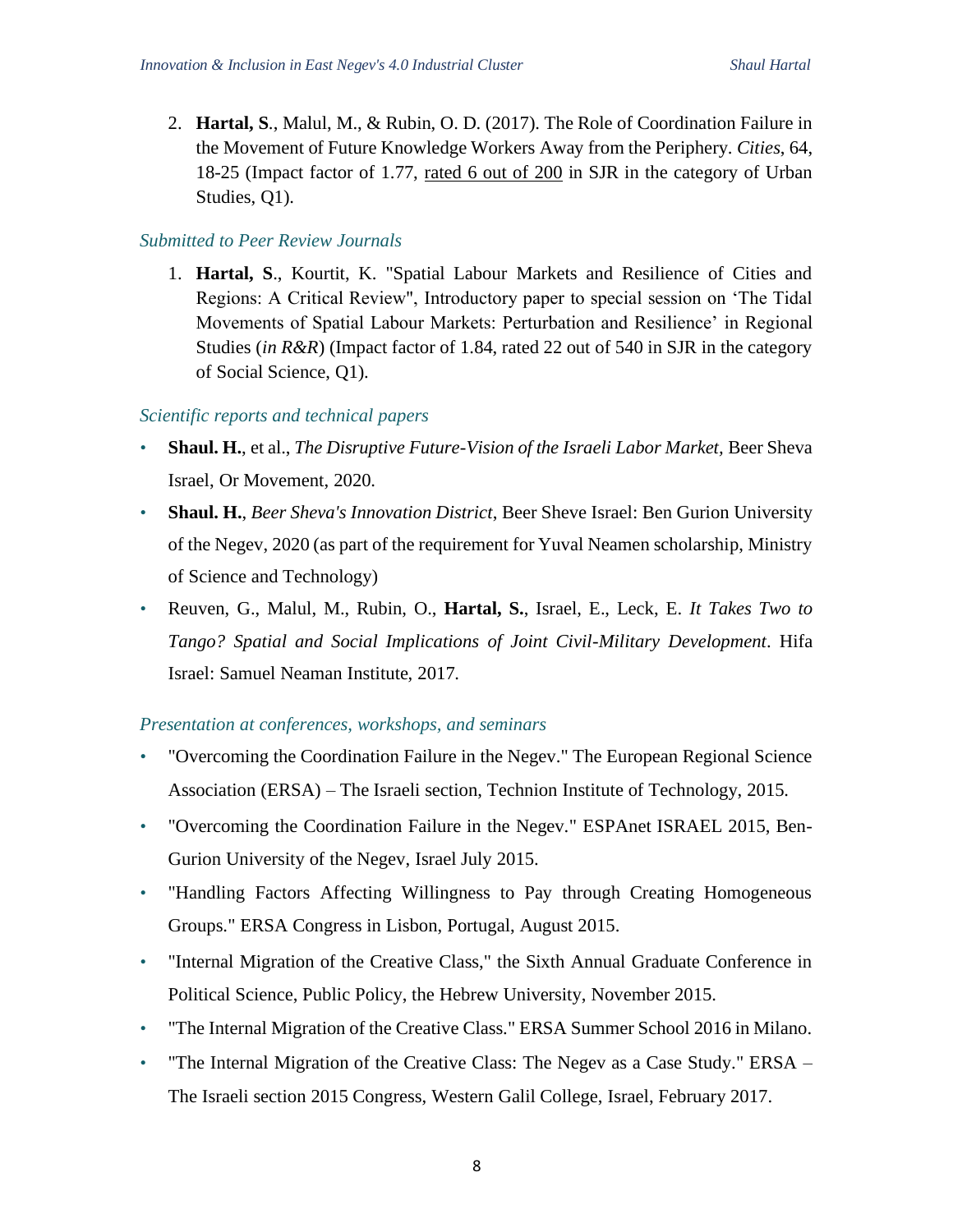2. **Hartal, S**., Malul, M., & Rubin, O. D. (2017). The Role of Coordination Failure in the Movement of Future Knowledge Workers Away from the Periphery. *Cities*, 64, 18-25 (Impact factor of 1.77, rated 6 out of 200 in SJR in the category of Urban Studies, Q1).

*Submitted to Peer Review Journals*

1. **Hartal, S**., Kourtit, K. "Spatial Labour Markets and Resilience of Cities and Regions: A Critical Review", Introductory paper to special session on 'The Tidal Movements of Spatial Labour Markets: Perturbation and Resilience' in Regional Studies (*in R&R*) (Impact factor of 1.84, rated 22 out of 540 in SJR in the category of Social Science, Q1).

*Scientific reports and technical papers*

- **Shaul. H.**, et al., *The Disruptive Future-Vision of the Israeli Labor Market,* Beer Sheva Israel, Or Movement, 2020.
- **Shaul. H.**, *Beer Sheva's Innovation District*, Beer Sheve Israel: Ben Gurion University of the Negev, 2020 (as part of the requirement for Yuval Neamen scholarship, Ministry of Science and Technology)
- Reuven, G., Malul, M., Rubin, O., **Hartal, S.**, Israel, E., Leck, E. *It Takes Two to Tango? Spatial and Social Implications of Joint Civil-Military Development*. Hifa Israel: Samuel Neaman Institute, 2017.

*Presentation at conferences, workshops, and seminars*

- "Overcoming the Coordination Failure in the Negev." The European Regional Science Association (ERSA) – The Israeli section, Technion Institute of Technology, 2015.
- "Overcoming the Coordination Failure in the Negev." ESPAnet ISRAEL 2015, Ben-Gurion University of the Negev, Israel July 2015.
- "Handling Factors Affecting Willingness to Pay through Creating Homogeneous Groups." ERSA Congress in Lisbon, Portugal, August 2015.
- "Internal Migration of the Creative Class," the Sixth Annual Graduate Conference in Political Science, Public Policy, the Hebrew University, November 2015.
- "The Internal Migration of the Creative Class." ERSA Summer School 2016 in Milano.
- "The Internal Migration of the Creative Class: The Negev as a Case Study." ERSA – The Israeli section 2015 Congress, Western Galil College, Israel, February 2017.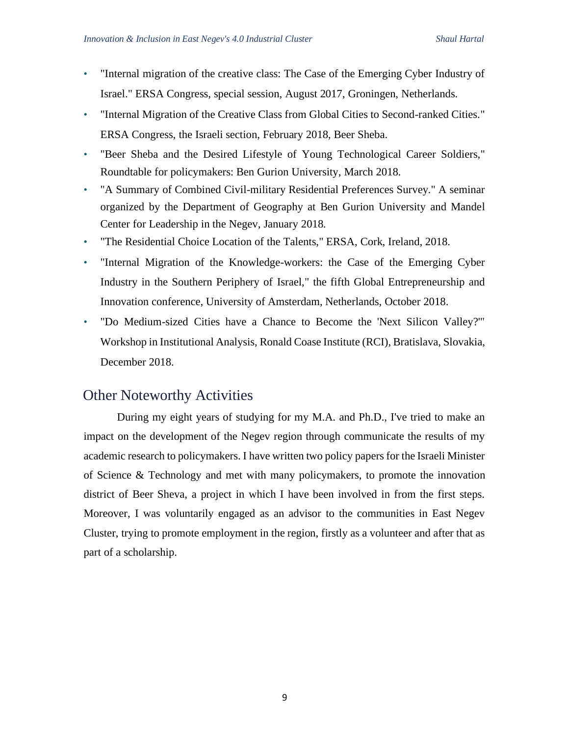- "Internal migration of the creative class: The Case of the Emerging Cyber Industry of Israel." ERSA Congress, special session, August 2017, Groningen, Netherlands.
- "Internal Migration of the Creative Class from Global Cities to Second-ranked Cities." ERSA Congress, the Israeli section, February 2018, Beer Sheba.
- "Beer Sheba and the Desired Lifestyle of Young Technological Career Soldiers," Roundtable for policymakers: Ben Gurion University, March 2018.
- "A Summary of Combined Civil-military Residential Preferences Survey." A seminar organized by the Department of Geography at Ben Gurion University and Mandel Center for Leadership in the Negev, January 2018.
- "The Residential Choice Location of the Talents," ERSA, Cork, Ireland, 2018.
- "Internal Migration of the Knowledge-workers: the Case of the Emerging Cyber Industry in the Southern Periphery of Israel," the fifth Global Entrepreneurship and Innovation conference, University of Amsterdam, Netherlands, October 2018.
- "Do Medium-sized Cities have a Chance to Become the 'Next Silicon Valley?'" Workshop in Institutional Analysis, Ronald Coase Institute (RCI), Bratislava, Slovakia, December 2018.

## Other Noteworthy Activities

During my eight years of studying for my M.A. and Ph.D., I've tried to make an impact on the development of the Negev region through communicate the results of my academic research to policymakers. I have written two policy papers for the Israeli Minister of Science & Technology and met with many policymakers, to promote the innovation district of Beer Sheva, a project in which I have been involved in from the first steps. Moreover, I was voluntarily engaged as an advisor to the communities in East Negev Cluster, trying to promote employment in the region, firstly as a volunteer and after that as part of a scholarship.